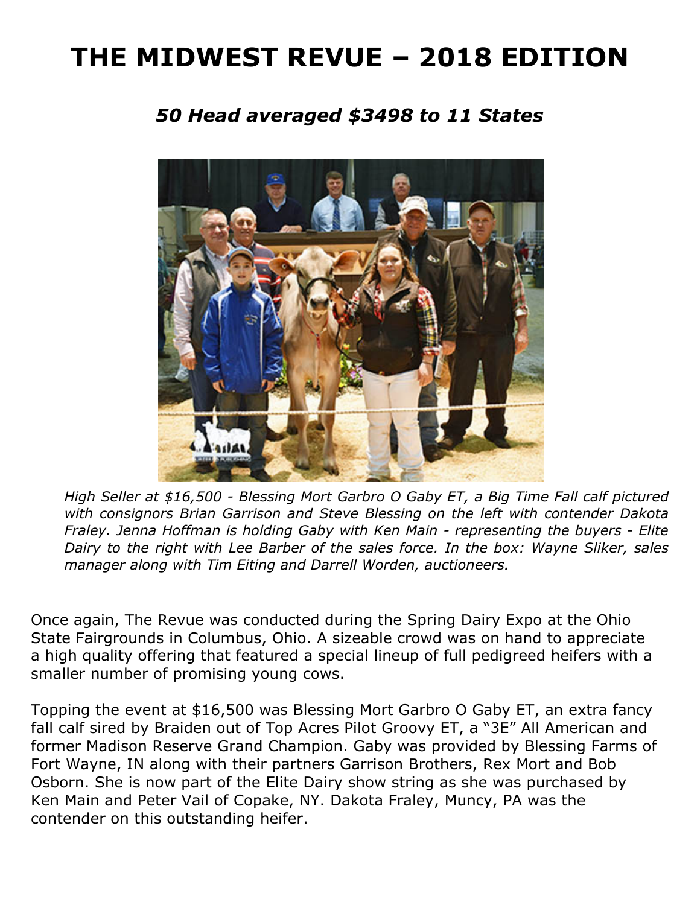# THE MIDWEST REVUE – 2018 EDITION

## *50 Head averaged $3498 to 11 States*

*High Seller at $16,500 - Blessing Mort Garbro O Gaby ET, a Big Time Fall calf pictured with consignors Brian Garrison and Steve Blessing on the left with contender Dakota Fraley. Jenna Hoffman is holding Gaby with Ken Main - representing the buyers - Elite Dairy to the right with Lee Barber of the sales force. In the box: Wayne Sliker, sales manager along with Tim Eiting and Darrell Worden, auctioneers.*

Once again, The Revue was conducted during the Spring Dairy Expo at the Ohio State Fairgrounds in Columbus, Ohio. A sizeable crowd was on hand to appreciate a high quality offering that featured a special lineup of full pedigreed heifers with a smaller number of promising young cows.

Topping the event at $16,500 was Blessing Mort Garbro O Gaby ET, an extra fancy fall calf sired by Braiden out of Top Acres Pilot Groovy ET, a "3E" All American and former Madison Reserve Grand Champion. Gaby was provided by Blessing Farms of Fort Wayne, IN along with their partners Garrison Brothers, Rex Mort and Bob Osborn. She is now part of the Elite Dairy show string as she was purchased by Ken Main and Peter Vail of Copake, NY. Dakota Fraley, Muncy, PA was the contender on this outstanding heifer.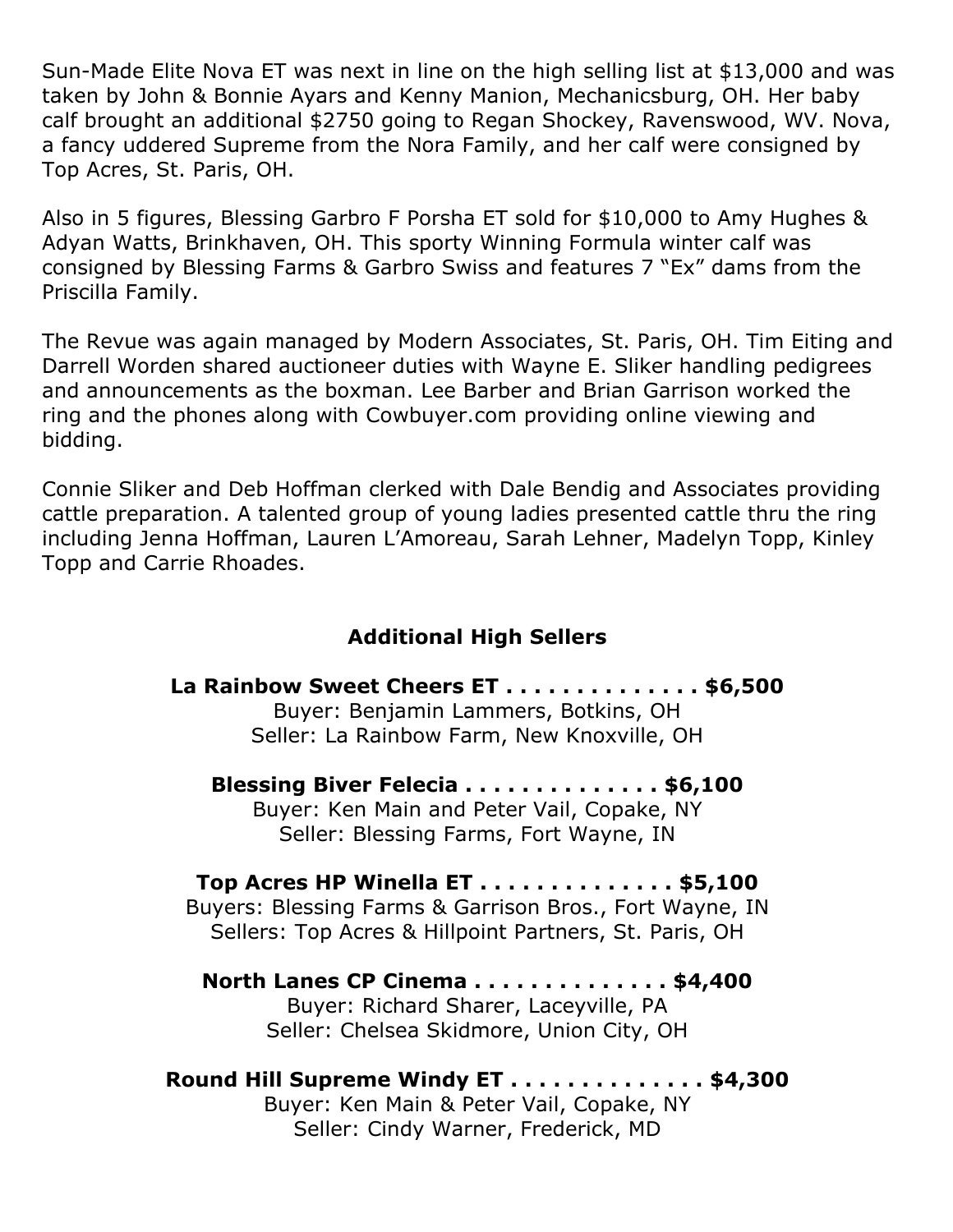Sun-Made Elite Nova ET was next in line on the high selling list at $13,000 and was taken by John & Bonnie Ayars and Kenny Manion, Mechanicsburg, OH. Her baby calf brought an additional $2750 going to Regan Shockey, Ravenswood, WV. Nova, a fancy uddered Supreme from the Nora Family, and her calf were consigned by Top Acres, St. Paris, OH.

Also in 5 figures, Blessing Garbro F Porsha ET sold for $10,000 to Amy Hughes & Adyan Watts, Brinkhaven, OH. This sporty Winning Formula winter calf was consigned by Blessing Farms & Garbro Swiss and features 7 "Ex" dams from the Priscilla Family.

The Revue was again managed by Modern Associates, St. Paris, OH. Tim Eiting and Darrell Worden shared auctioneer duties with Wayne E. Sliker handling pedigrees and announcements as the boxman. Lee Barber and Brian Garrison worked the ring and the phones along with Cowbuyer.com providing online viewing and bidding.

Connie Sliker and Deb Hoffman clerked with Dale Bendig and Associates providing cattle preparation. A talented group of young ladies presented cattle thru the ring including Jenna Hoffman, Lauren L'Amoreau, Sarah Lehner, Madelyn Topp, Kinley Topp and Carrie Rhoades.

## Additional High Sellers

**La Rainbow Sweet Cheers ET . . . . . . . . . . . . . . $6,500**
Buyer: Benjamin Lammers, Botkins, OH
Seller: La Rainbow Farm, New Knoxville, OH

**Blessing Biver Felecia . . . . . . . . . . . . . . $6,100**
Buyer: Ken Main and Peter Vail, Copake, NY
Seller: Blessing Farms, Fort Wayne, IN

**Top Acres HP Winella ET . . . . . . . . . . . . . . $5,100**
Buyers: Blessing Farms & Garrison Bros., Fort Wayne, IN
Sellers: Top Acres & Hillpoint Partners, St. Paris, OH

**North Lanes CP Cinema . . . . . . . . . . . . . . $4,400**
Buyer: Richard Sharer, Laceyville, PA
Seller: Chelsea Skidmore, Union City, OH

**Round Hill Supreme Windy ET . . . . . . . . . . . . . . $4,300**
Buyer: Ken Main & Peter Vail, Copake, NY
Seller: Cindy Warner, Frederick, MD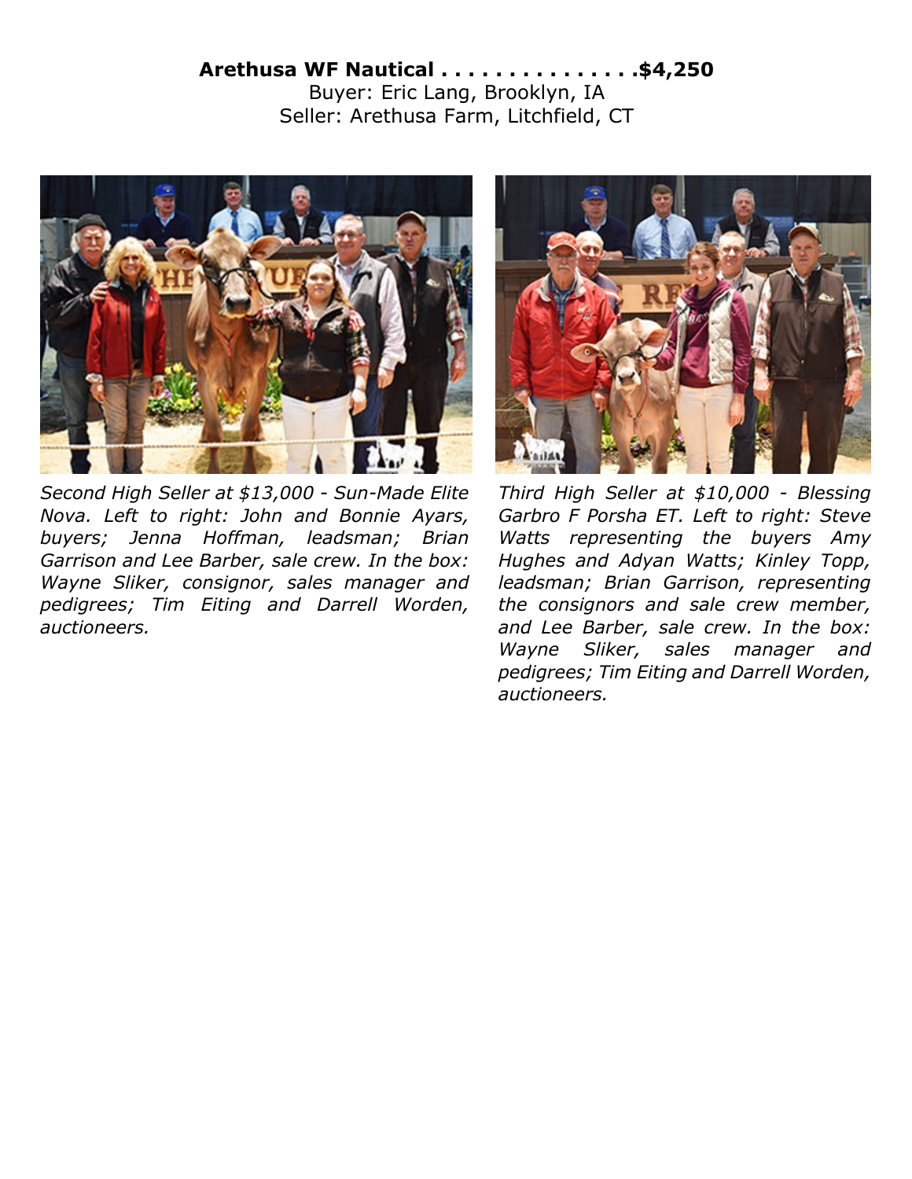**Arethusa WF Nautical . . . . . . . . . . . . . . .$4,250**
Buyer: Eric Lang, Brooklyn, IA
Seller: Arethusa Farm, Litchfield, CT

*Second High Seller at $13,000 - Sun-Made Elite Nova. Left to right: John and Bonnie Ayars, buyers; Jenna Hoffman, leadsman; Brian Garrison and Lee Barber, sale crew. In the box: Wayne Sliker, consignor, sales manager and pedigrees; Tim Eiting and Darrell Worden, auctioneers.*

*Third High Seller at $10,000 - Blessing Garbro F Porsha ET. Left to right: Steve Watts representing the buyers Amy Hughes and Adyan Watts; Kinley Topp, leadsman; Brian Garrison, representing the consignors and sale crew member, and Lee Barber, sale crew. In the box: Wayne Sliker, sales manager and pedigrees; Tim Eiting and Darrell Worden, auctioneers.*